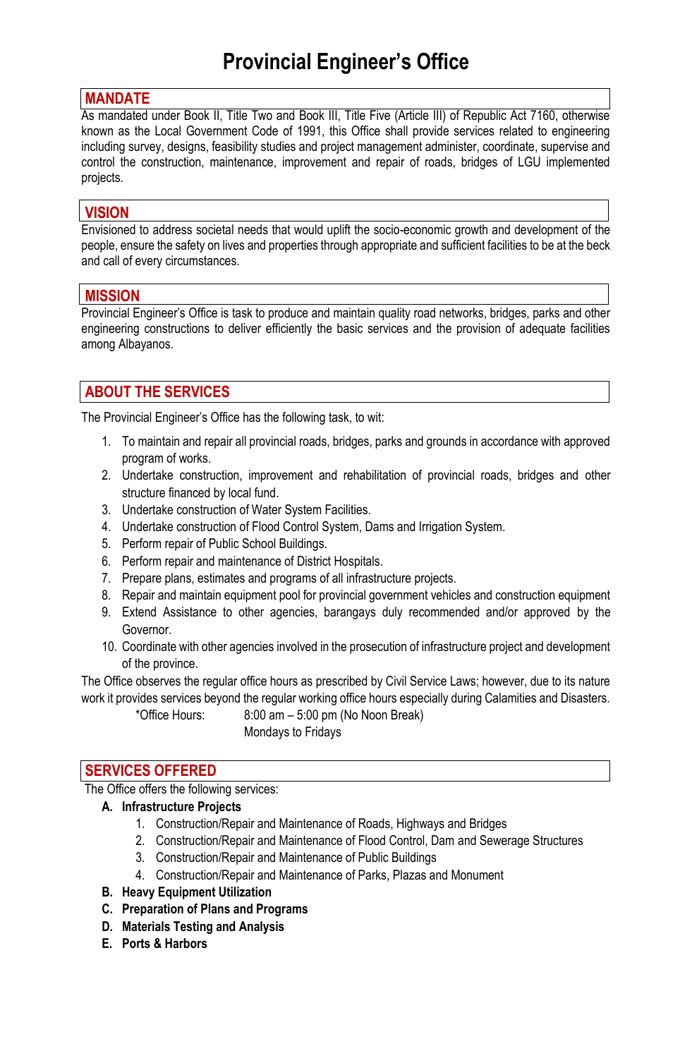# Provincial Engineer's Office

## MANDATE

As mandated under Book II, Title Two and Book III, Title Five (Article III) of Republic Act 7160, otherwise known as the Local Government Code of 1991, this Office shall provide services related to engineering including survey, designs, feasibility studies and project management administer, coordinate, supervise and control the construction, maintenance, improvement and repair of roads, bridges of LGU implemented projects.

## VISION

Envisioned to address societal needs that would uplift the socio-economic growth and development of the people, ensure the safety on lives and properties through appropriate and sufficient facilities to be at the beck and call of every circumstances.

## MISSION

Provincial Engineer's Office is task to produce and maintain quality road networks, bridges, parks and other engineering constructions to deliver efficiently the basic services and the provision of adequate facilities among Albayanos.

## ABOUT THE SERVICES

The Provincial Engineer's Office has the following task, to wit:

1. To maintain and repair all provincial roads, bridges, parks and grounds in accordance with approved program of works.
2. Undertake construction, improvement and rehabilitation of provincial roads, bridges and other structure financed by local fund.
3. Undertake construction of Water System Facilities.
4. Undertake construction of Flood Control System, Dams and Irrigation System.
5. Perform repair of Public School Buildings.
6. Perform repair and maintenance of District Hospitals.
7. Prepare plans, estimates and programs of all infrastructure projects.
8. Repair and maintain equipment pool for provincial government vehicles and construction equipment
9. Extend Assistance to other agencies, barangays duly recommended and/or approved by the Governor.
10. Coordinate with other agencies involved in the prosecution of infrastructure project and development of the province.

The Office observes the regular office hours as prescribed by Civil Service Laws; however, due to its nature work it provides services beyond the regular working office hours especially during Calamities and Disasters.

*Office Hours: 8:00 am – 5:00 pm (No Noon Break)
Mondays to Fridays

## SERVICES OFFERED

The Office offers the following services:

**A. Infrastructure Projects**

1. Construction/Repair and Maintenance of Roads, Highways and Bridges
2. Construction/Repair and Maintenance of Flood Control, Dam and Sewerage Structures
3. Construction/Repair and Maintenance of Public Buildings
4. Construction/Repair and Maintenance of Parks, Plazas and Monument

**B. Heavy Equipment Utilization**

**C. Preparation of Plans and Programs**

**D. Materials Testing and Analysis**

**E. Ports & Harbors**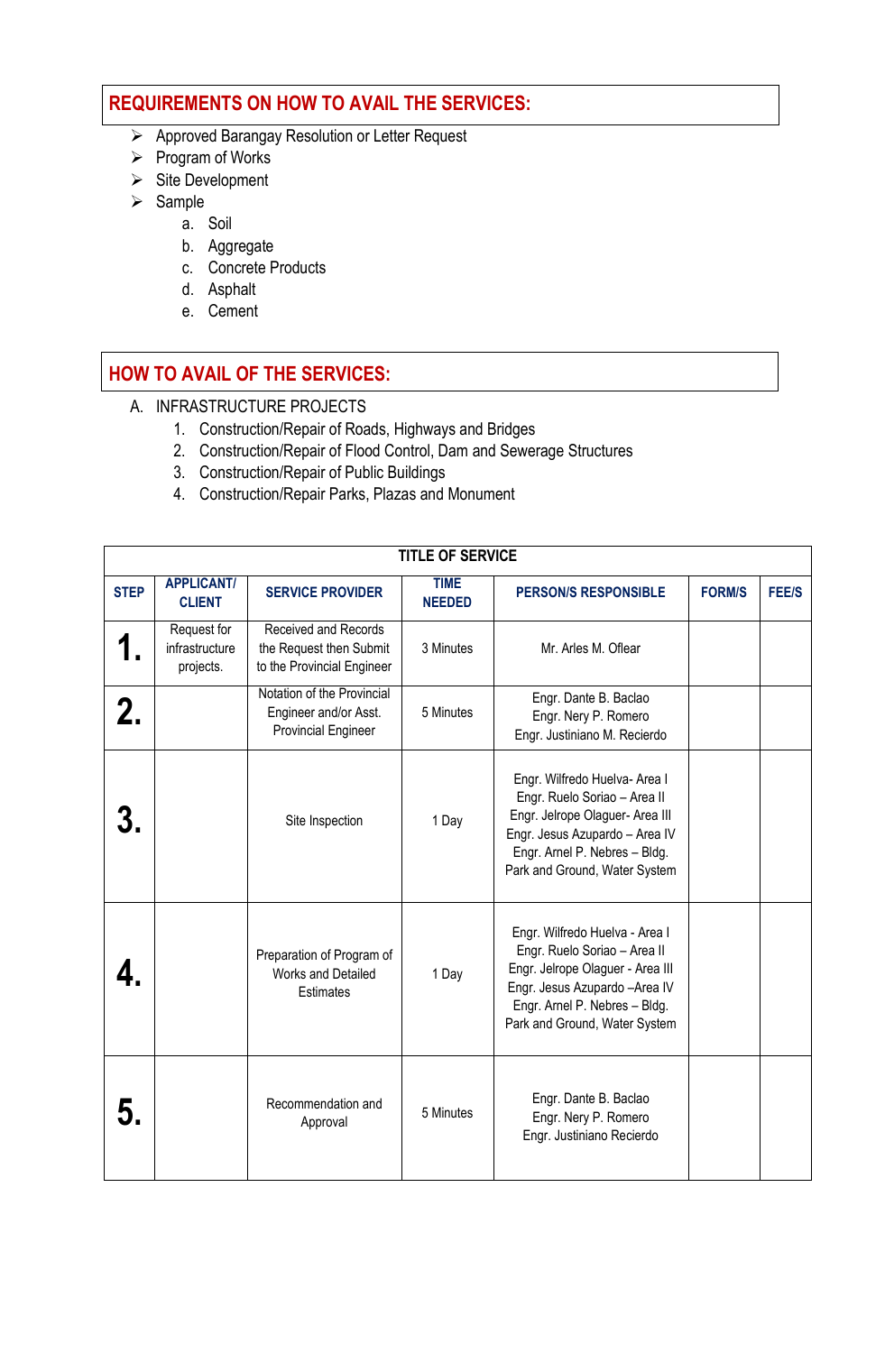## REQUIREMENTS ON HOW TO AVAIL THE SERVICES:

- Approved Barangay Resolution or Letter Request
- Program of Works
- Site Development
- Sample
    a. Soil
    b. Aggregate
    c. Concrete Products
    d. Asphalt
    e. Cement

## HOW TO AVAIL OF THE SERVICES:

A. INFRASTRUCTURE PROJECTS
   1. Construction/Repair of Roads, Highways and Bridges
   2. Construction/Repair of Flood Control, Dam and Sewerage Structures
   3. Construction/Repair of Public Buildings
   4. Construction/Repair Parks, Plazas and Monument

| TITLE OF SERVICE | | | | | | |
|---|---|---|---|---|---|---|
| **STEP** | **APPLICANT/ CLIENT** | **SERVICE PROVIDER** | **TIME NEEDED** | **PERSON/S RESPONSIBLE** | **FORM/S** | **FEE/S** |
| **1.** | Request for infrastructure projects. | Received and Records the Request then Submit to the Provincial Engineer | 3 Minutes | Mr. Arles M. Oflear | | |
| **2.** | | Notation of the Provincial Engineer and/or Asst. Provincial Engineer | 5 Minutes | Engr. Dante B. Baclao<br>Engr. Nery P. Romero<br>Engr. Justiniano M. Recierdo | | |
| **3.** | | Site Inspection | 1 Day | Engr. Wilfredo Huelva- Area I<br>Engr. Ruelo Soriao – Area II<br>Engr. Jelrope Olaguer- Area III<br>Engr. Jesus Azupardo – Area IV<br>Engr. Arnel P. Nebres – Bldg. Park and Ground, Water System | | |
| **4.** | | Preparation of Program of Works and Detailed Estimates | 1 Day | Engr. Wilfredo Huelva - Area I<br>Engr. Ruelo Soriao – Area II<br>Engr. Jelrope Olaguer - Area III<br>Engr. Jesus Azupardo –Area IV<br>Engr. Arnel P. Nebres – Bldg. Park and Ground, Water System | | |
| **5.** | | Recommendation and Approval | 5 Minutes | Engr. Dante B. Baclao<br>Engr. Nery P. Romero<br>Engr. Justiniano Recierdo | | |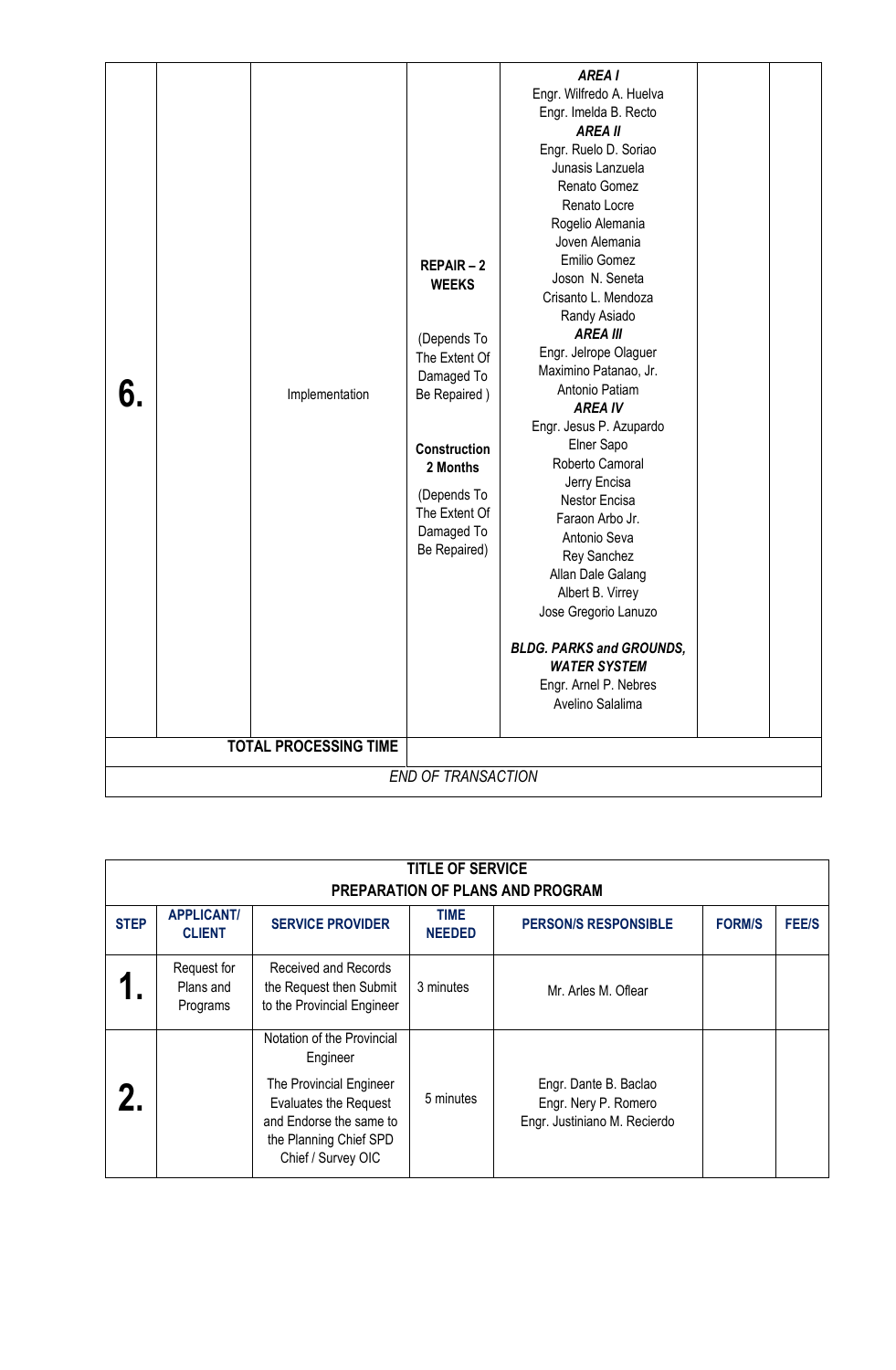| | | | | | | |
|---|---|---|---|---|---|---|
| **6.** | | Implementation | **REPAIR – 2 WEEKS**<br><br>(Depends To The Extent Of Damaged To Be Repaired )<br><br>**Construction 2 Months**<br><br>(Depends To The Extent Of Damaged To Be Repaired) | ***AREA I***<br>Engr. Wilfredo A. Huelva<br>Engr. Imelda B. Recto<br>***AREA II***<br>Engr. Ruelo D. Soriao<br>Junasis Lanzuela<br>Renato Gomez<br>Renato Locre<br>Rogelio Alemania<br>Joven Alemania<br>Emilio Gomez<br>Joson N. Seneta<br>Crisanto L. Mendoza<br>Randy Asiado<br>***AREA III***<br>Engr. Jelrope Olaguer<br>Maximino Patanao, Jr.<br>Antonio Patiam<br>***AREA IV***<br>Engr. Jesus P. Azupardo<br>Elner Sapo<br>Roberto Camoral<br>Jerry Encisa<br>Nestor Encisa<br>Faraon Arbo Jr.<br>Antonio Seva<br>Rey Sanchez<br>Allan Dale Galang<br>Albert B. Virrey<br>Jose Gregorio Lanuzo<br><br>***BLDG. PARKS and GROUNDS, WATER SYSTEM***<br>Engr. Arnel P. Nebres<br>Avelino Salalima | | |
| **TOTAL PROCESSING TIME** | | | | | | |
| *END OF TRANSACTION* | | | | | | |

| **TITLE OF SERVICE<br>PREPARATION OF PLANS AND PROGRAM** | | | | | | |
|---|---|---|---|---|---|---|
| **STEP** | **APPLICANT/ CLIENT** | **SERVICE PROVIDER** | **TIME NEEDED** | **PERSON/S RESPONSIBLE** | **FORM/S** | **FEE/S** |
| **1.** | Request for Plans and Programs | Received and Records the Request then Submit to the Provincial Engineer | 3 minutes | Mr. Arles M. Oflear | | |
| **2.** | | Notation of the Provincial Engineer<br><br>The Provincial Engineer Evaluates the Request and Endorse the same to the Planning Chief SPD Chief / Survey OIC | 5 minutes | Engr. Dante B. Baclao<br>Engr. Nery P. Romero<br>Engr. Justiniano M. Recierdo | | |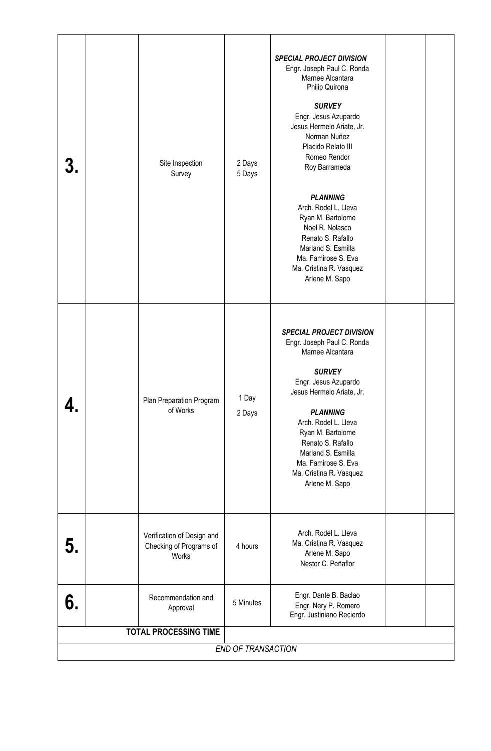| | | | | | | |
|---|---|---|---|---|---|---|
| **3.** | | Site Inspection<br>Survey | 2 Days<br>5 Days | ***SPECIAL PROJECT DIVISION***<br>Engr. Joseph Paul C. Ronda<br>Marnee Alcantara<br>Philip Quirona<br><br>***SURVEY***<br>Engr. Jesus Azupardo<br>Jesus Hermelo Ariate, Jr.<br>Norman Nuñez<br>Placido Relato III<br>Romeo Rendor<br>Roy Barrameda<br><br>***PLANNING***<br>Arch. Rodel L. Lleva<br>Ryan M. Bartolome<br>Noel R. Nolasco<br>Renato S. Rafallo<br>Marland S. Esmilla<br>Ma. Famirose S. Eva<br>Ma. Cristina R. Vasquez<br>Arlene M. Sapo | | |
| **4.** | | Plan Preparation Program of Works | 1 Day<br>2 Days | ***SPECIAL PROJECT DIVISION***<br>Engr. Joseph Paul C. Ronda<br>Marnee Alcantara<br><br>***SURVEY***<br>Engr. Jesus Azupardo<br>Jesus Hermelo Ariate, Jr.<br><br>***PLANNING***<br>Arch. Rodel L. Lleva<br>Ryan M. Bartolome<br>Renato S. Rafallo<br>Marland S. Esmilla<br>Ma. Famirose S. Eva<br>Ma. Cristina R. Vasquez<br>Arlene M. Sapo | | |
| **5.** | | Verification of Design and Checking of Programs of Works | 4 hours | Arch. Rodel L. Lleva<br>Ma. Cristina R. Vasquez<br>Arlene M. Sapo<br>Nestor C. Peñaflor | | |
| **6.** | | Recommendation and Approval | 5 Minutes | Engr. Dante B. Baclao<br>Engr. Nery P. Romero<br>Engr. Justiniano Recierdo | | |
| | | **TOTAL PROCESSING TIME** | | | | |
| | | | *END OF TRANSACTION* | | | |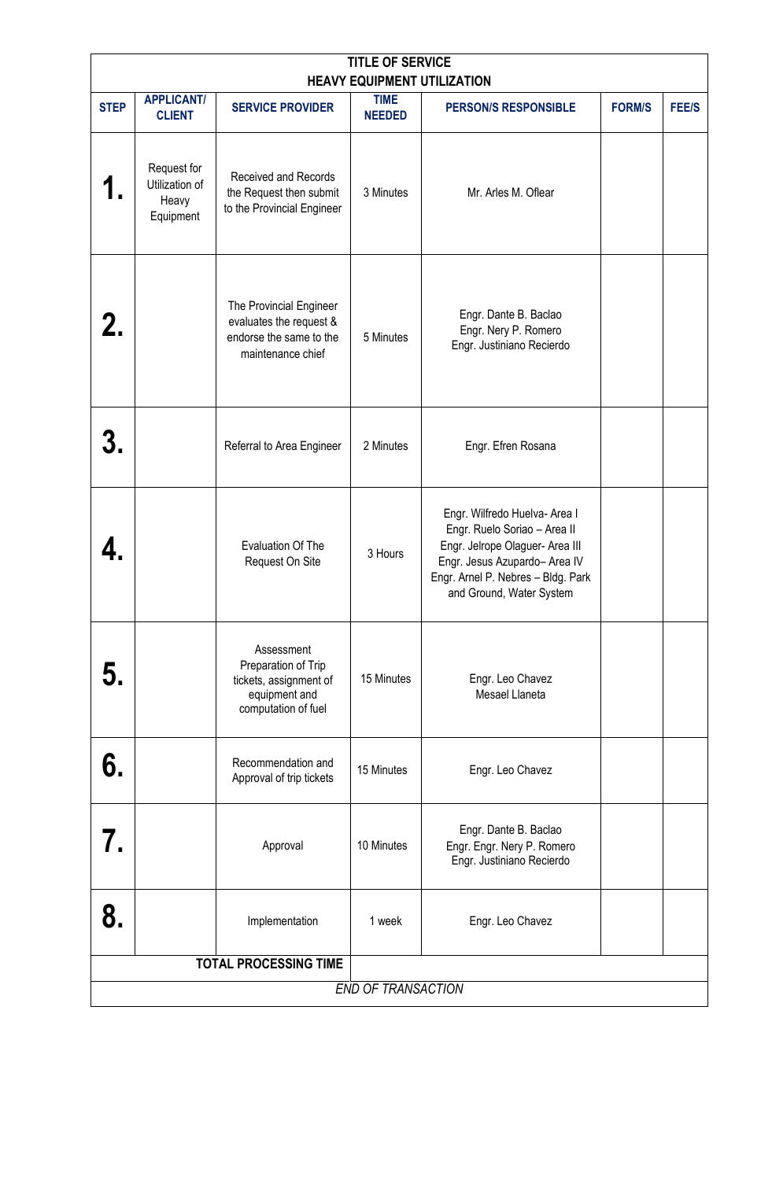| TITLE OF SERVICE<br>HEAVY EQUIPMENT UTILIZATION | | | | | | |
|---|---|---|---|---|---|---|
| **STEP** | **APPLICANT/ CLIENT** | **SERVICE PROVIDER** | **TIME NEEDED** | **PERSON/S RESPONSIBLE** | **FORM/S** | **FEE/S** |
| **1.** | Request for Utilization of Heavy Equipment | Received and Records the Request then submit to the Provincial Engineer | 3 Minutes | Mr. Arles M. Oflear | | |
| **2.** | | The Provincial Engineer evaluates the request & endorse the same to the maintenance chief | 5 Minutes | Engr. Dante B. Baclao<br>Engr. Nery P. Romero<br>Engr. Justiniano Recierdo | | |
| **3.** | | Referral to Area Engineer | 2 Minutes | Engr. Efren Rosana | | |
| **4.** | | Evaluation Of The Request On Site | 3 Hours | Engr. Wilfredo Huelva- Area I<br>Engr. Ruelo Soriao – Area II<br>Engr. Jelrope Olaguer- Area III<br>Engr. Jesus Azupardo– Area IV<br>Engr. Arnel P. Nebres – Bldg. Park and Ground, Water System | | |
| **5.** | | Assessment Preparation of Trip tickets, assignment of equipment and computation of fuel | 15 Minutes | Engr. Leo Chavez<br>Mesael Llaneta | | |
| **6.** | | Recommendation and Approval of trip tickets | 15 Minutes | Engr. Leo Chavez | | |
| **7.** | | Approval | 10 Minutes | Engr. Dante B. Baclao<br>Engr. Engr. Nery P. Romero<br>Engr. Justiniano Recierdo | | |
| **8.** | | Implementation | 1 week | Engr. Leo Chavez | | |
| **TOTAL PROCESSING TIME** | | | | | | |
| *END OF TRANSACTION* | | | | | | |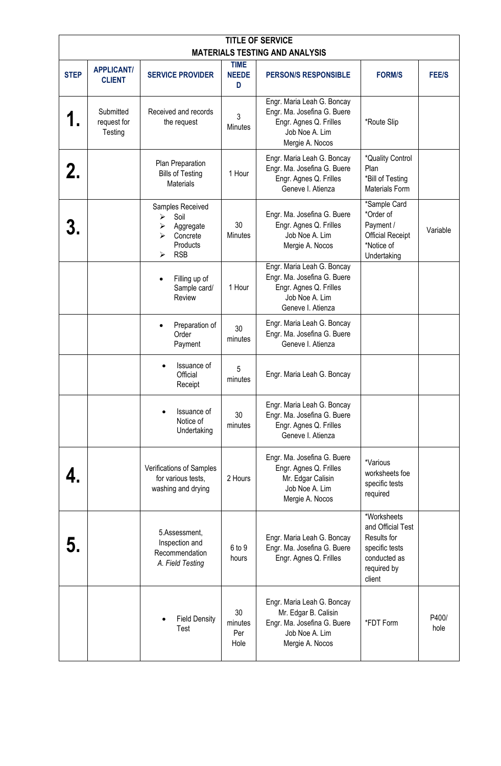| TITLE OF SERVICE MATERIALS TESTING AND ANALYSIS | | | | | | |
|---|---|---|---|---|---|---|
| **STEP** | **APPLICANT/ CLIENT** | **SERVICE PROVIDER** | **TIME NEEDED** | **PERSON/S RESPONSIBLE** | **FORM/S** | **FEE/S** |
| **1.** | Submitted request for Testing | Received and records the request | 3 Minutes | Engr. Maria Leah G. Boncay<br>Engr. Ma. Josefina G. Buere<br>Engr. Agnes Q. Frilles<br>Job Noe A. Lim<br>Mergie A. Nocos | *Route Slip | |
| **2.** | | Plan Preparation Bills of Testing Materials | 1 Hour | Engr. Maria Leah G. Boncay<br>Engr. Ma. Josefina G. Buere<br>Engr. Agnes Q. Frilles<br>Geneve I. Atienza | *Quality Control Plan<br>*Bill of Testing Materials Form | |
| **3.** | | Samples Received<br>➢ Soil<br>➢ Aggregate<br>➢ Concrete Products<br>➢ RSB | 30 Minutes | Engr. Ma. Josefina G. Buere<br>Engr. Agnes Q. Frilles<br>Job Noe A. Lim<br>Mergie A. Nocos | *Sample Card<br>*Order of Payment / Official Receipt<br>*Notice of Undertaking | Variable |
| | | • Filling up of Sample card/ Review | 1 Hour | Engr. Maria Leah G. Boncay<br>Engr. Ma. Josefina G. Buere<br>Engr. Agnes Q. Frilles<br>Job Noe A. Lim<br>Geneve I. Atienza | | |
| | | • Preparation of Order Payment | 30 minutes | Engr. Maria Leah G. Boncay<br>Engr. Ma. Josefina G. Buere<br>Geneve I. Atienza | | |
| | | • Issuance of Official Receipt | 5 minutes | Engr. Maria Leah G. Boncay | | |
| | | • Issuance of Notice of Undertaking | 30 minutes | Engr. Maria Leah G. Boncay<br>Engr. Ma. Josefina G. Buere<br>Engr. Agnes Q. Frilles<br>Geneve I. Atienza | | |
| **4.** | | Verifications of Samples for various tests, washing and drying | 2 Hours | Engr. Ma. Josefina G. Buere<br>Engr. Agnes Q. Frilles<br>Mr. Edgar Calisin<br>Job Noe A. Lim<br>Mergie A. Nocos | *Various worksheets foe specific tests required | |
| **5.** | | 5.Assessment, Inspection and Recommendation<br>*A. Field Testing* | 6 to 9 hours | Engr. Maria Leah G. Boncay<br>Engr. Ma. Josefina G. Buere<br>Engr. Agnes Q. Frilles | *Worksheets and Official Test Results for specific tests conducted as required by client | |
| | | • Field Density Test | 30 minutes Per Hole | Engr. Maria Leah G. Boncay<br>Mr. Edgar B. Calisin<br>Engr. Ma. Josefina G. Buere<br>Job Noe A. Lim<br>Mergie A. Nocos | *FDT Form | P400/ hole |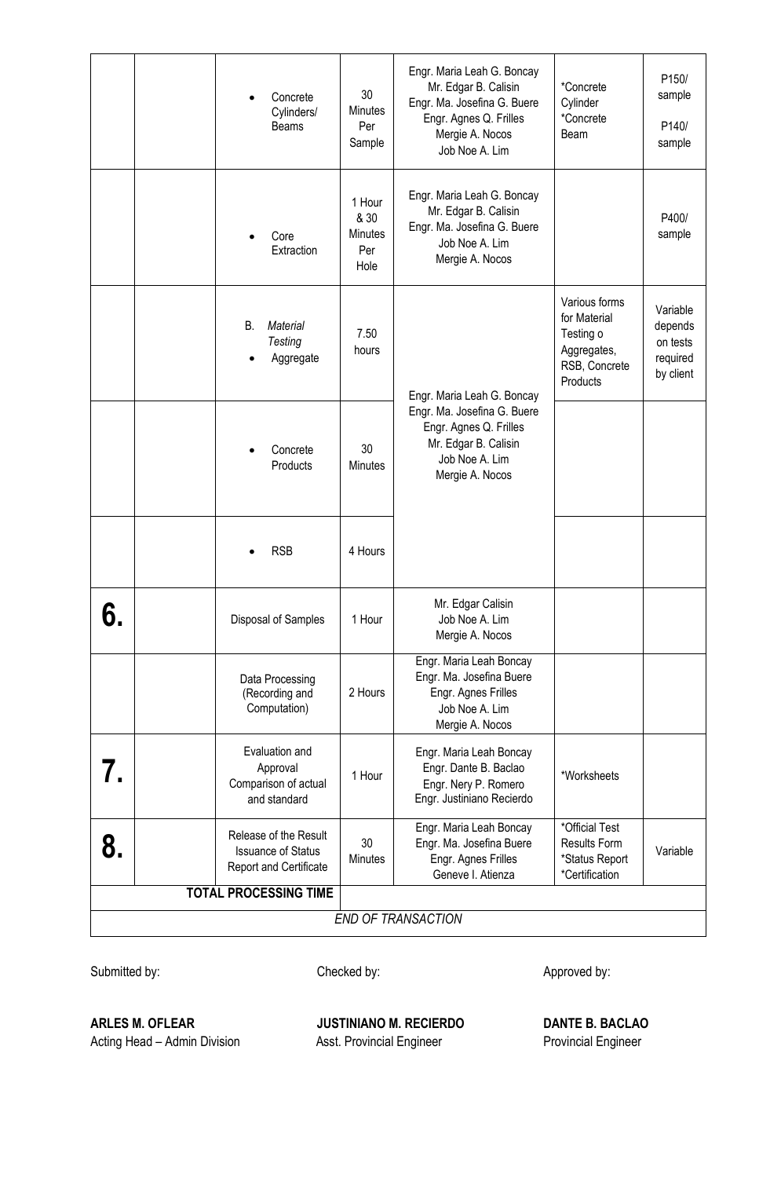| | | | | | | |
|---|---|---|---|---|---|---|
| | | • Concrete Cylinders/ Beams | 30 Minutes Per Sample | Engr. Maria Leah G. Boncay<br>Mr. Edgar B. Calisin<br>Engr. Ma. Josefina G. Buere<br>Engr. Agnes Q. Frilles<br>Mergie A. Nocos<br>Job Noe A. Lim | *Concrete Cylinder<br>*Concrete Beam | P150/ sample<br><br>P140/ sample |
| | | • Core Extraction | 1 Hour & 30 Minutes Per Hole | Engr. Maria Leah G. Boncay<br>Mr. Edgar B. Calisin<br>Engr. Ma. Josefina G. Buere<br>Job Noe A. Lim<br>Mergie A. Nocos | | P400/ sample |
| | | B. *Material Testing*<br>• Aggregate | 7.50 hours | Engr. Maria Leah G. Boncay<br>Engr. Ma. Josefina G. Buere<br>Engr. Agnes Q. Frilles<br>Mr. Edgar B. Calisin<br>Job Noe A. Lim<br>Mergie A. Nocos | Various forms for Material Testing o Aggregates, RSB, Concrete Products | Variable depends on tests required by client |
| | | • Concrete Products | 30 Minutes | | | |
| | | • RSB | 4 Hours | | | |
| **6.** | | Disposal of Samples | 1 Hour | Mr. Edgar Calisin<br>Job Noe A. Lim<br>Mergie A. Nocos | | |
| | | Data Processing (Recording and Computation) | 2 Hours | Engr. Maria Leah Boncay<br>Engr. Ma. Josefina Buere<br>Engr. Agnes Frilles<br>Job Noe A. Lim<br>Mergie A. Nocos | | |
| **7.** | | Evaluation and Approval Comparison of actual and standard | 1 Hour | Engr. Maria Leah Boncay<br>Engr. Dante B. Baclao<br>Engr. Nery P. Romero<br>Engr. Justiniano Recierdo | *Worksheets | |
| **8.** | | Release of the Result Issuance of Status Report and Certificate | 30 Minutes | Engr. Maria Leah Boncay<br>Engr. Ma. Josefina Buere<br>Engr. Agnes Frilles<br>Geneve I. Atienza | *Official Test Results Form<br>*Status Report<br>*Certification | Variable |
| | | **TOTAL PROCESSING TIME** | | | | |
| | | | *END OF TRANSACTION* | | | |

Submitted by:

**ARLES M. OFLEAR**
Acting Head – Admin Division

Checked by:

**JUSTINIANO M. RECIERDO**
Asst. Provincial Engineer

Approved by:

**DANTE B. BACLAO**
Provincial Engineer